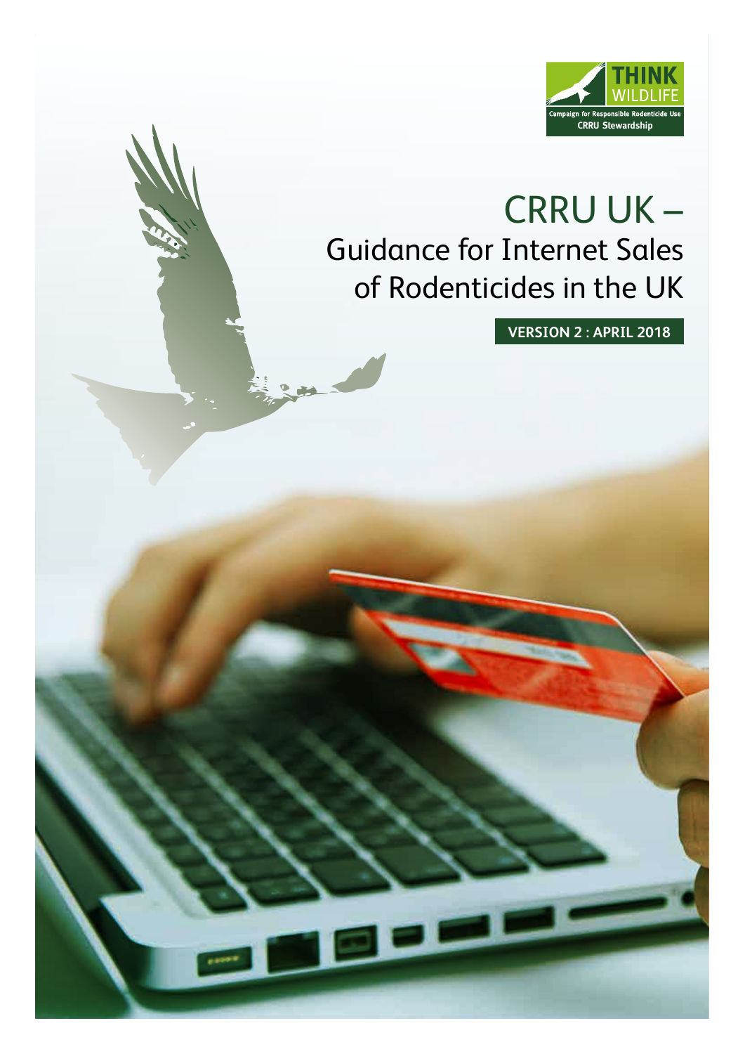THINK WILDLIFE

Campaign for Responsible Rodenticide Use

CRRU Stewardship

# CRRU UK – Guidance for Internet Sales of Rodenticides in the UK

**VERSION 2 : APRIL 2018**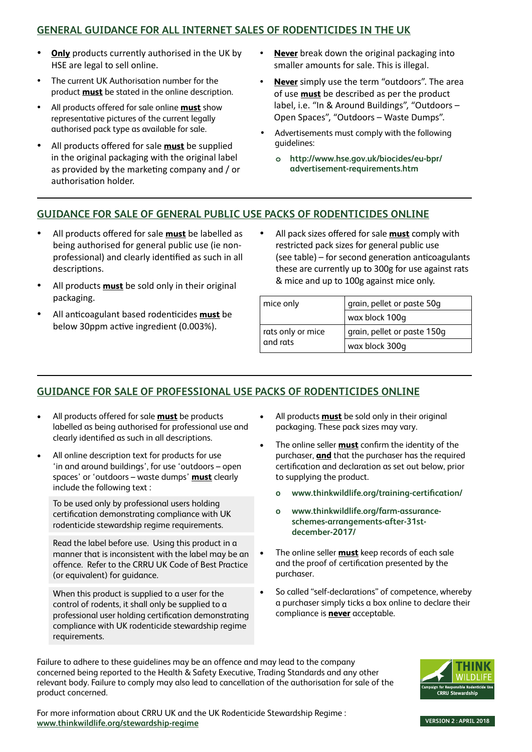## GENERAL GUIDANCE FOR ALL INTERNET SALES OF RODENTICIDES IN THE UK

- **Only** products currently authorised in the UK by HSE are legal to sell online.
- The current UK Authorisation number for the product **must** be stated in the online description.
- All products offered for sale online **must** show representative pictures of the current legally authorised pack type as available for sale.
- All products offered for sale **must** be supplied in the original packaging with the original label as provided by the marketing company and / or authorisation holder.
- **Never** break down the original packaging into smaller amounts for sale. This is illegal.
- **Never** simply use the term "outdoors". The area of use **must** be described as per the product label, i.e. "In & Around Buildings", "Outdoors – Open Spaces", "Outdoors – Waste Dumps".
- Advertisements must comply with the following guidelines:
  - http://www.hse.gov.uk/biocides/eu-bpr/advertisement-requirements.htm

## GUIDANCE FOR SALE OF GENERAL PUBLIC USE PACKS OF RODENTICIDES ONLINE

- All products offered for sale **must** be labelled as being authorised for general public use (ie non-professional) and clearly identified as such in all descriptions.
- All products **must** be sold only in their original packaging.
- All anticoagulant based rodenticides **must** be below 30ppm active ingredient (0.003%).
- All pack sizes offered for sale **must** comply with restricted pack sizes for general public use (see table) – for second generation anticoagulants these are currently up to 300g for use against rats & mice and up to 100g against mice only.

| | |
|---|---|
| mice only | grain, pellet or paste 50g |
| | wax block 100g |
| rats only or mice and rats | grain, pellet or paste 150g |
| | wax block 300g |

## GUIDANCE FOR SALE OF PROFESSIONAL USE PACKS OF RODENTICIDES ONLINE

- All products offered for sale **must** be products labelled as being authorised for professional use and clearly identified as such in all descriptions.
- All online description text for products for use 'in and around buildings', for use 'outdoors – open spaces' or 'outdoors – waste dumps' **must** clearly include the following text :

  To be used only by professional users holding certification demonstrating compliance with UK rodenticide stewardship regime requirements.

  Read the label before use. Using this product in a manner that is inconsistent with the label may be an offence. Refer to the CRRU UK Code of Best Practice (or equivalent) for guidance.

  When this product is supplied to a user for the control of rodents, it shall only be supplied to a professional user holding certification demonstrating compliance with UK rodenticide stewardship regime requirements.

- All products **must** be sold only in their original packaging. These pack sizes may vary.
- The online seller **must** confirm the identity of the purchaser, **and** that the purchaser has the required certification and declaration as set out below, prior to supplying the product.
  - www.thinkwildlife.org/training-certification/
  - www.thinkwildlife.org/farm-assurance-schemes-arrangements-after-31st-december-2017/
- The online seller **must** keep records of each sale and the proof of certification presented by the purchaser.
- So called "self-declarations" of competence, whereby a purchaser simply ticks a box online to declare their compliance is **never** acceptable.

Failure to adhere to these guidelines may be an offence and may lead to the company concerned being reported to the Health & Safety Executive, Trading Standards and any other relevant body. Failure to comply may also lead to cancellation of the authorisation for sale of the product concerned.

THINK WILDLIFE
Campaign for Responsible Rodenticide Use
CRRU Stewardship

For more information about CRRU UK and the UK Rodenticide Stewardship Regime :
www.thinkwildlife.org/stewardship-regime

VERSION 2 : APRIL 2018